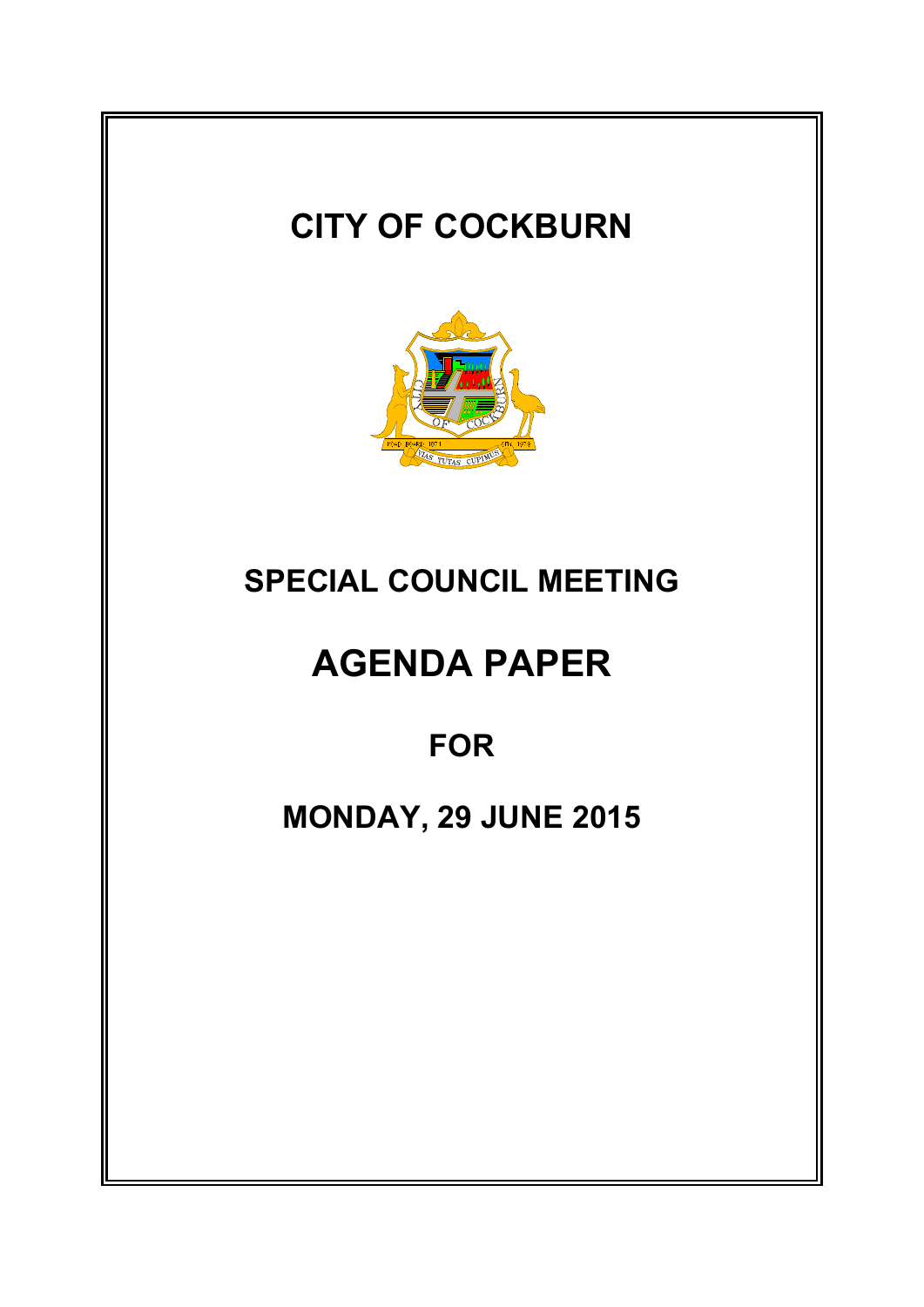# CITY OF COCKBURN

## SPECIAL COUNCIL MEETING

# AGENDA PAPER

## FOR

## MONDAY, 29 JUNE 2015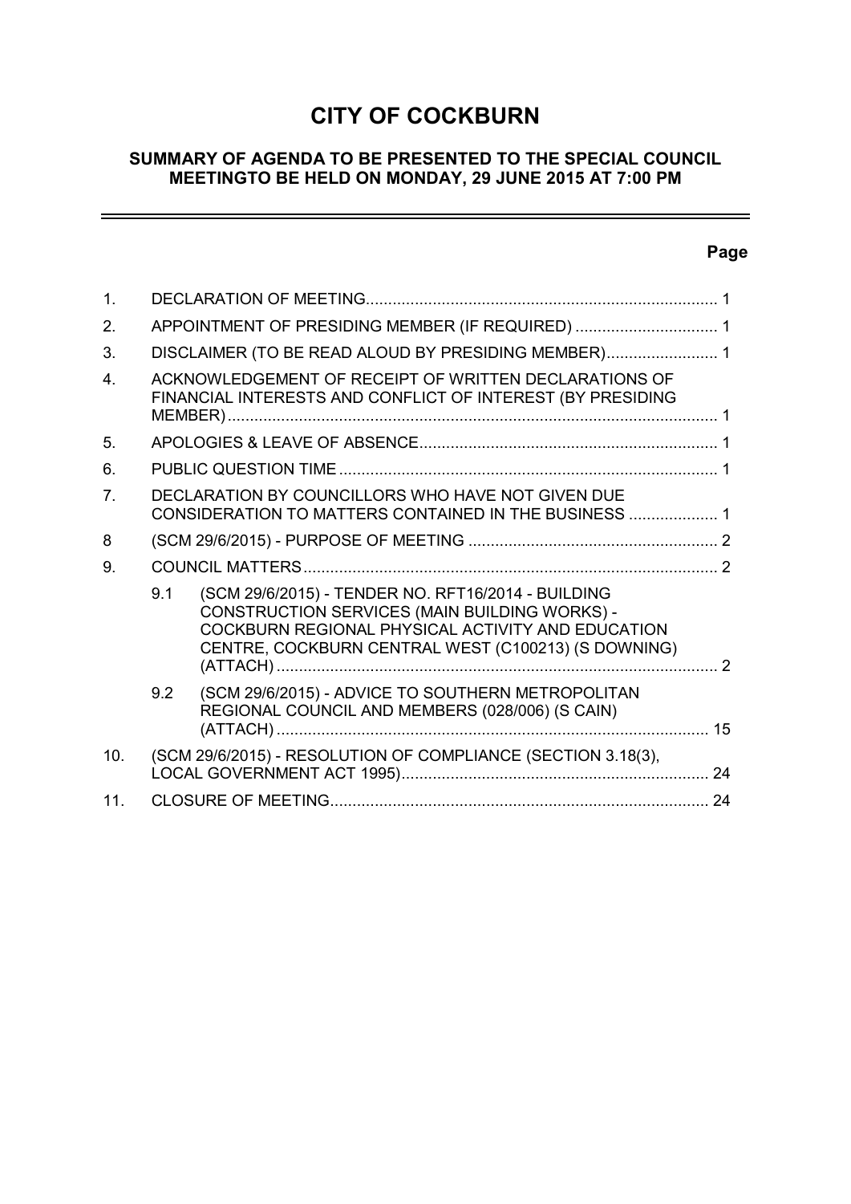# CITY OF COCKBURN

## SUMMARY OF AGENDA TO BE PRESENTED TO THE SPECIAL COUNCIL MEETINGTO BE HELD ON MONDAY, 29 JUNE 2015 AT 7:00 PM

| | | Page |
|---|---|---|
| 1. | DECLARATION OF MEETING | 1 |
| 2. | APPOINTMENT OF PRESIDING MEMBER (IF REQUIRED) | 1 |
| 3. | DISCLAIMER (TO BE READ ALOUD BY PRESIDING MEMBER) | 1 |
| 4. | ACKNOWLEDGEMENT OF RECEIPT OF WRITTEN DECLARATIONS OF FINANCIAL INTERESTS AND CONFLICT OF INTEREST (BY PRESIDING MEMBER) | 1 |
| 5. | APOLOGIES & LEAVE OF ABSENCE | 1 |
| 6. | PUBLIC QUESTION TIME | 1 |
| 7. | DECLARATION BY COUNCILLORS WHO HAVE NOT GIVEN DUE CONSIDERATION TO MATTERS CONTAINED IN THE BUSINESS | 1 |
| 8 | (SCM 29/6/2015) - PURPOSE OF MEETING | 2 |
| 9. | COUNCIL MATTERS | 2 |
| 9.1 | (SCM 29/6/2015) - TENDER NO. RFT16/2014 - BUILDING CONSTRUCTION SERVICES (MAIN BUILDING WORKS) - COCKBURN REGIONAL PHYSICAL ACTIVITY AND EDUCATION CENTRE, COCKBURN CENTRAL WEST (C100213) (S DOWNING) (ATTACH) | 2 |
| 9.2 | (SCM 29/6/2015) - ADVICE TO SOUTHERN METROPOLITAN REGIONAL COUNCIL AND MEMBERS (028/006) (S CAIN) (ATTACH) | 15 |
| 10. | (SCM 29/6/2015) - RESOLUTION OF COMPLIANCE (SECTION 3.18(3), LOCAL GOVERNMENT ACT 1995) | 24 |
| 11. | CLOSURE OF MEETING | 24 |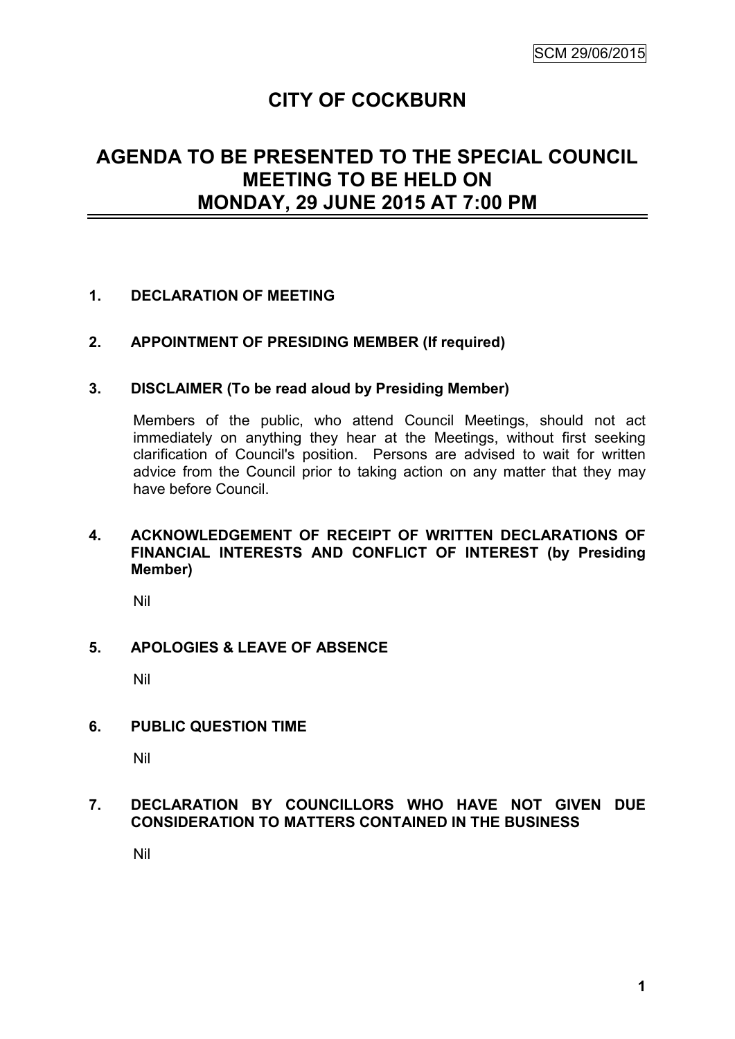# CITY OF COCKBURN

## AGENDA TO BE PRESENTED TO THE SPECIAL COUNCIL MEETING TO BE HELD ON MONDAY, 29 JUNE 2015 AT 7:00 PM

### 1. DECLARATION OF MEETING

### 2. APPOINTMENT OF PRESIDING MEMBER (If required)

### 3. DISCLAIMER (To be read aloud by Presiding Member)

Members of the public, who attend Council Meetings, should not act immediately on anything they hear at the Meetings, without first seeking clarification of Council's position. Persons are advised to wait for written advice from the Council prior to taking action on any matter that they may have before Council.

### 4. ACKNOWLEDGEMENT OF RECEIPT OF WRITTEN DECLARATIONS OF FINANCIAL INTERESTS AND CONFLICT OF INTEREST (by Presiding Member)

Nil

### 5. APOLOGIES & LEAVE OF ABSENCE

Nil

### 6. PUBLIC QUESTION TIME

Nil

### 7. DECLARATION BY COUNCILLORS WHO HAVE NOT GIVEN DUE CONSIDERATION TO MATTERS CONTAINED IN THE BUSINESS

Nil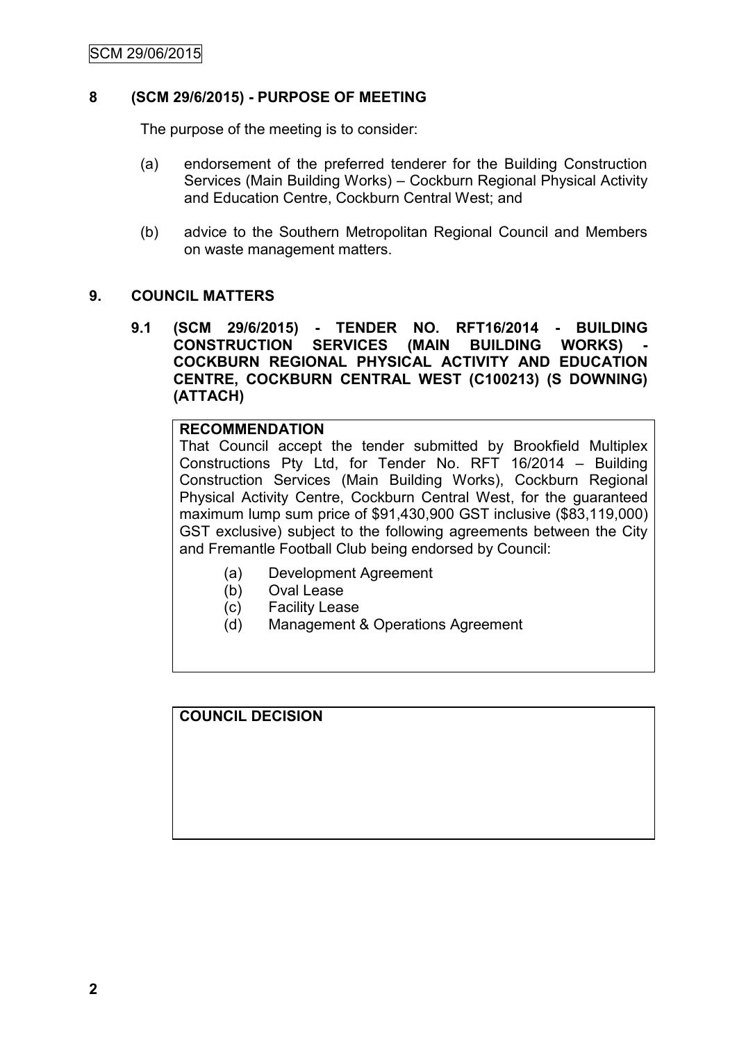## 8 (SCM 29/6/2015) - PURPOSE OF MEETING

The purpose of the meeting is to consider:

(a) endorsement of the preferred tenderer for the Building Construction Services (Main Building Works) – Cockburn Regional Physical Activity and Education Centre, Cockburn Central West; and

(b) advice to the Southern Metropolitan Regional Council and Members on waste management matters.

## 9. COUNCIL MATTERS

### 9.1 (SCM 29/6/2015) - TENDER NO. RFT16/2014 - BUILDING CONSTRUCTION SERVICES (MAIN BUILDING WORKS) - COCKBURN REGIONAL PHYSICAL ACTIVITY AND EDUCATION CENTRE, COCKBURN CENTRAL WEST (C100213) (S DOWNING) (ATTACH)

**RECOMMENDATION**

That Council accept the tender submitted by Brookfield Multiplex Constructions Pty Ltd, for Tender No. RFT 16/2014 – Building Construction Services (Main Building Works), Cockburn Regional Physical Activity Centre, Cockburn Central West, for the guaranteed maximum lump sum price of $91,430,900 GST inclusive ($83,119,000) GST exclusive) subject to the following agreements between the City and Fremantle Football Club being endorsed by Council:

(a) Development Agreement
(b) Oval Lease
(c) Facility Lease
(d) Management & Operations Agreement

**COUNCIL DECISION**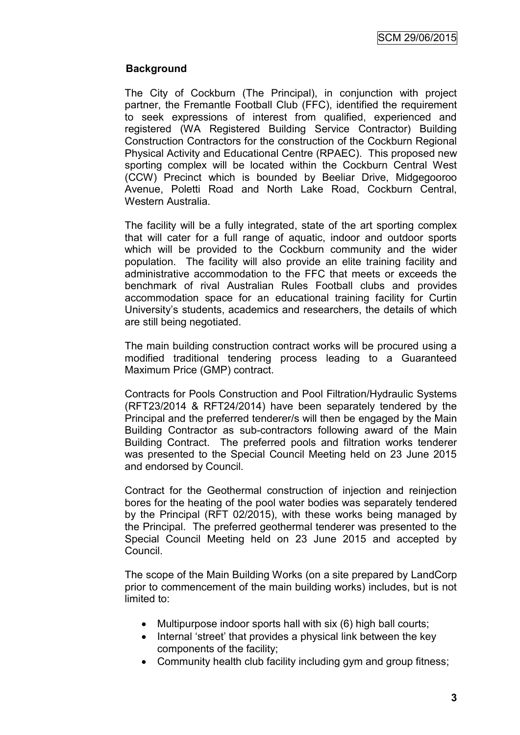## Background

The City of Cockburn (The Principal), in conjunction with project partner, the Fremantle Football Club (FFC), identified the requirement to seek expressions of interest from qualified, experienced and registered (WA Registered Building Service Contractor) Building Construction Contractors for the construction of the Cockburn Regional Physical Activity and Educational Centre (RPAEC). This proposed new sporting complex will be located within the Cockburn Central West (CCW) Precinct which is bounded by Beeliar Drive, Midgegooroo Avenue, Poletti Road and North Lake Road, Cockburn Central, Western Australia.

The facility will be a fully integrated, state of the art sporting complex that will cater for a full range of aquatic, indoor and outdoor sports which will be provided to the Cockburn community and the wider population. The facility will also provide an elite training facility and administrative accommodation to the FFC that meets or exceeds the benchmark of rival Australian Rules Football clubs and provides accommodation space for an educational training facility for Curtin University's students, academics and researchers, the details of which are still being negotiated.

The main building construction contract works will be procured using a modified traditional tendering process leading to a Guaranteed Maximum Price (GMP) contract.

Contracts for Pools Construction and Pool Filtration/Hydraulic Systems (RFT23/2014 & RFT24/2014) have been separately tendered by the Principal and the preferred tenderer/s will then be engaged by the Main Building Contractor as sub-contractors following award of the Main Building Contract. The preferred pools and filtration works tenderer was presented to the Special Council Meeting held on 23 June 2015 and endorsed by Council.

Contract for the Geothermal construction of injection and reinjection bores for the heating of the pool water bodies was separately tendered by the Principal (RFT 02/2015), with these works being managed by the Principal. The preferred geothermal tenderer was presented to the Special Council Meeting held on 23 June 2015 and accepted by Council.

The scope of the Main Building Works (on a site prepared by LandCorp prior to commencement of the main building works) includes, but is not limited to:

- Multipurpose indoor sports hall with six (6) high ball courts;
- Internal 'street' that provides a physical link between the key components of the facility;
- Community health club facility including gym and group fitness;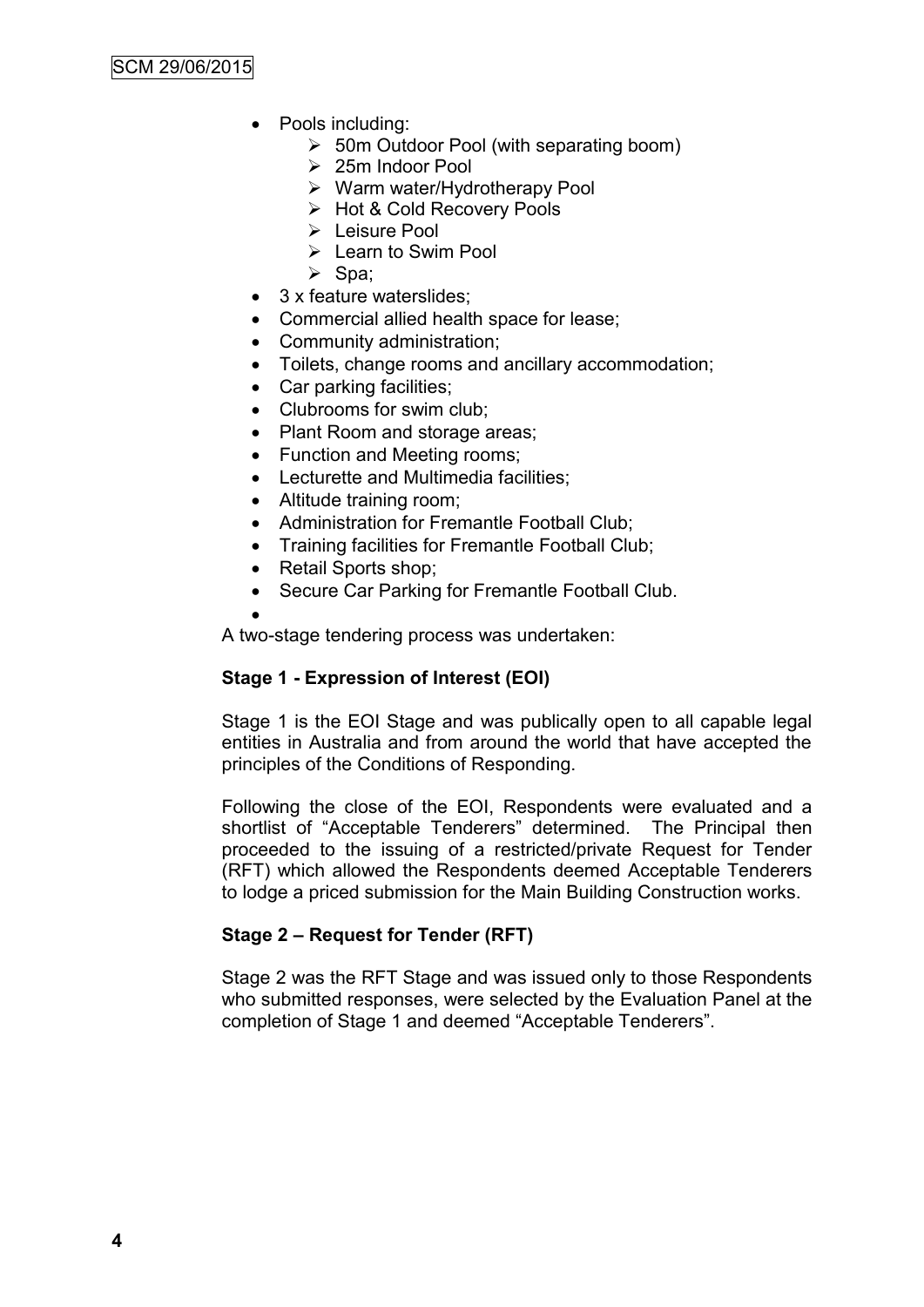- Pools including:
  - 50m Outdoor Pool (with separating boom)
  - 25m Indoor Pool
  - Warm water/Hydrotherapy Pool
  - Hot & Cold Recovery Pools
  - Leisure Pool
  - Learn to Swim Pool
  - Spa;
- 3 x feature waterslides;
- Commercial allied health space for lease;
- Community administration;
- Toilets, change rooms and ancillary accommodation;
- Car parking facilities;
- Clubrooms for swim club;
- Plant Room and storage areas;
- Function and Meeting rooms;
- Lecturette and Multimedia facilities;
- Altitude training room;
- Administration for Fremantle Football Club;
- Training facilities for Fremantle Football Club;
- Retail Sports shop;
- Secure Car Parking for Fremantle Football Club.

A two-stage tendering process was undertaken:

**Stage 1 - Expression of Interest (EOI)**

Stage 1 is the EOI Stage and was publically open to all capable legal entities in Australia and from around the world that have accepted the principles of the Conditions of Responding.

Following the close of the EOI, Respondents were evaluated and a shortlist of "Acceptable Tenderers" determined. The Principal then proceeded to the issuing of a restricted/private Request for Tender (RFT) which allowed the Respondents deemed Acceptable Tenderers to lodge a priced submission for the Main Building Construction works.

**Stage 2 – Request for Tender (RFT)**

Stage 2 was the RFT Stage and was issued only to those Respondents who submitted responses, were selected by the Evaluation Panel at the completion of Stage 1 and deemed "Acceptable Tenderers".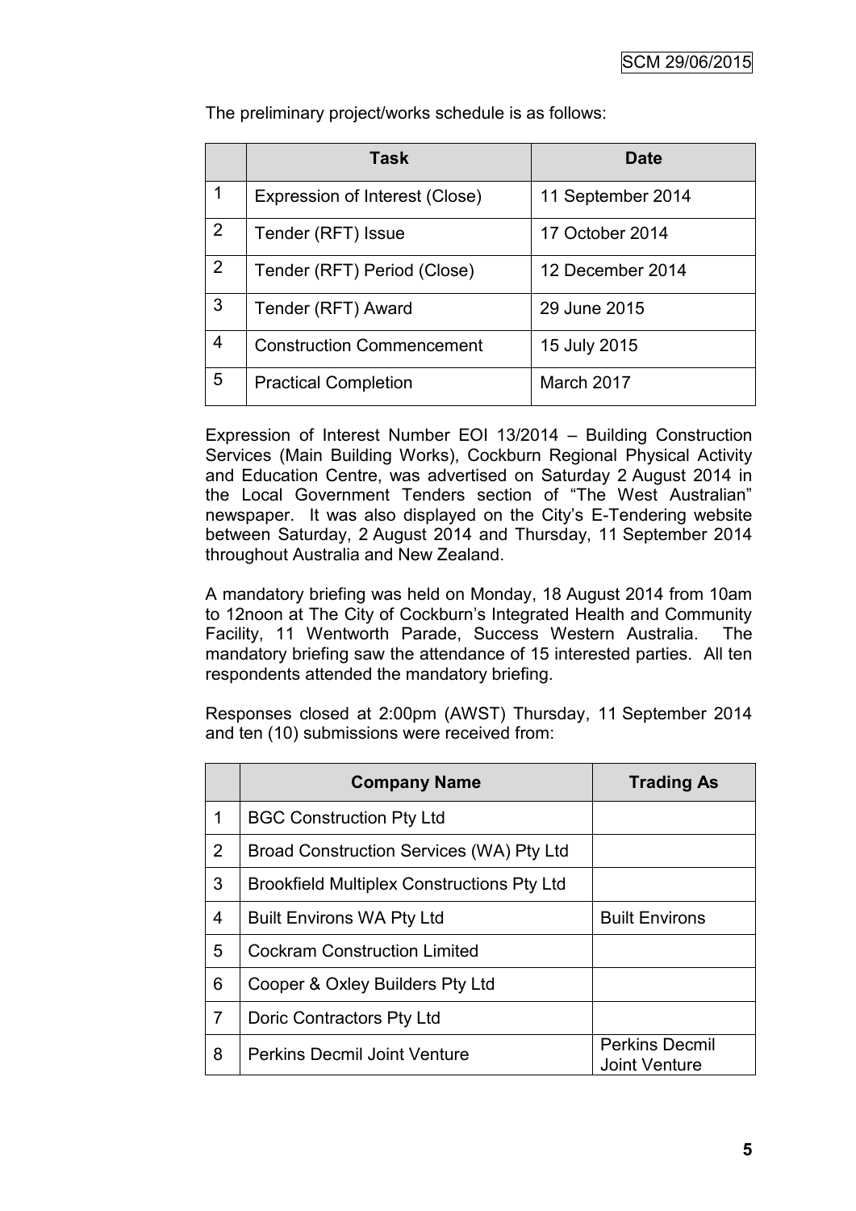The preliminary project/works schedule is as follows:

| | Task | Date |
|---|---|---|
| 1 | Expression of Interest (Close) | 11 September 2014 |
| 2 | Tender (RFT) Issue | 17 October 2014 |
| 2 | Tender (RFT) Period (Close) | 12 December 2014 |
| 3 | Tender (RFT) Award | 29 June 2015 |
| 4 | Construction Commencement | 15 July 2015 |
| 5 | Practical Completion | March 2017 |

Expression of Interest Number EOI 13/2014 – Building Construction Services (Main Building Works), Cockburn Regional Physical Activity and Education Centre, was advertised on Saturday 2 August 2014 in the Local Government Tenders section of "The West Australian" newspaper. It was also displayed on the City's E-Tendering website between Saturday, 2 August 2014 and Thursday, 11 September 2014 throughout Australia and New Zealand.

A mandatory briefing was held on Monday, 18 August 2014 from 10am to 12noon at The City of Cockburn's Integrated Health and Community Facility, 11 Wentworth Parade, Success Western Australia. The mandatory briefing saw the attendance of 15 interested parties. All ten respondents attended the mandatory briefing.

Responses closed at 2:00pm (AWST) Thursday, 11 September 2014 and ten (10) submissions were received from:

| | Company Name | Trading As |
|---|---|---|
| 1 | BGC Construction Pty Ltd | |
| 2 | Broad Construction Services (WA) Pty Ltd | |
| 3 | Brookfield Multiplex Constructions Pty Ltd | |
| 4 | Built Environs WA Pty Ltd | Built Environs |
| 5 | Cockram Construction Limited | |
| 6 | Cooper & Oxley Builders Pty Ltd | |
| 7 | Doric Contractors Pty Ltd | |
| 8 | Perkins Decmil Joint Venture | Perkins Decmil Joint Venture |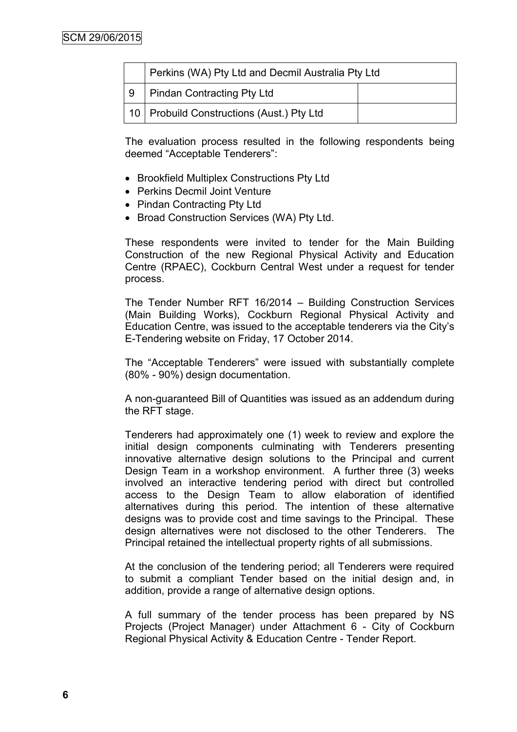| | | |
|---|---|---|
| | Perkins (WA) Pty Ltd and Decmil Australia Pty Ltd | |
| 9 | Pindan Contracting Pty Ltd | |
| 10 | Probuild Constructions (Aust.) Pty Ltd | |

The evaluation process resulted in the following respondents being deemed "Acceptable Tenderers":

- Brookfield Multiplex Constructions Pty Ltd
- Perkins Decmil Joint Venture
- Pindan Contracting Pty Ltd
- Broad Construction Services (WA) Pty Ltd.

These respondents were invited to tender for the Main Building Construction of the new Regional Physical Activity and Education Centre (RPAEC), Cockburn Central West under a request for tender process.

The Tender Number RFT 16/2014 – Building Construction Services (Main Building Works), Cockburn Regional Physical Activity and Education Centre, was issued to the acceptable tenderers via the City's E-Tendering website on Friday, 17 October 2014.

The "Acceptable Tenderers" were issued with substantially complete (80% - 90%) design documentation.

A non-guaranteed Bill of Quantities was issued as an addendum during the RFT stage.

Tenderers had approximately one (1) week to review and explore the initial design components culminating with Tenderers presenting innovative alternative design solutions to the Principal and current Design Team in a workshop environment. A further three (3) weeks involved an interactive tendering period with direct but controlled access to the Design Team to allow elaboration of identified alternatives during this period. The intention of these alternative designs was to provide cost and time savings to the Principal. These design alternatives were not disclosed to the other Tenderers. The Principal retained the intellectual property rights of all submissions.

At the conclusion of the tendering period; all Tenderers were required to submit a compliant Tender based on the initial design and, in addition, provide a range of alternative design options.

A full summary of the tender process has been prepared by NS Projects (Project Manager) under Attachment 6 - City of Cockburn Regional Physical Activity & Education Centre - Tender Report.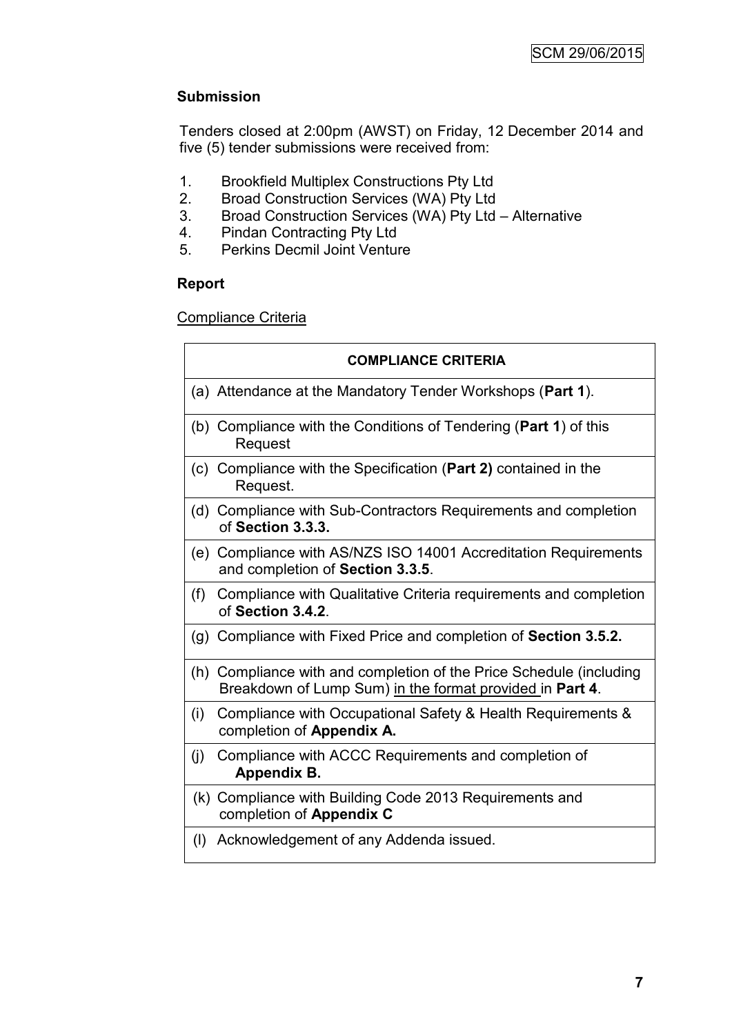## Submission

Tenders closed at 2:00pm (AWST) on Friday, 12 December 2014 and five (5) tender submissions were received from:

1. Brookfield Multiplex Constructions Pty Ltd
2. Broad Construction Services (WA) Pty Ltd
3. Broad Construction Services (WA) Pty Ltd – Alternative
4. Pindan Contracting Pty Ltd
5. Perkins Decmil Joint Venture

## Report

Compliance Criteria

| COMPLIANCE CRITERIA |
|---|
| (a) Attendance at the Mandatory Tender Workshops (**Part 1**). |
| (b) Compliance with the Conditions of Tendering (**Part 1**) of this Request |
| (c) Compliance with the Specification (**Part 2)** contained in the Request. |
| (d) Compliance with Sub-Contractors Requirements and completion of **Section 3.3.3.** |
| (e) Compliance with AS/NZS ISO 14001 Accreditation Requirements and completion of **Section 3.3.5**. |
| (f) Compliance with Qualitative Criteria requirements and completion of **Section 3.4.2**. |
| (g) Compliance with Fixed Price and completion of **Section 3.5.2.** |
| (h) Compliance with and completion of the Price Schedule (including Breakdown of Lump Sum) in the format provided in **Part 4**. |
| (i) Compliance with Occupational Safety & Health Requirements & completion of **Appendix A.** |
| (j) Compliance with ACCC Requirements and completion of **Appendix B.** |
| (k) Compliance with Building Code 2013 Requirements and completion of **Appendix C** |
| (l) Acknowledgement of any Addenda issued. |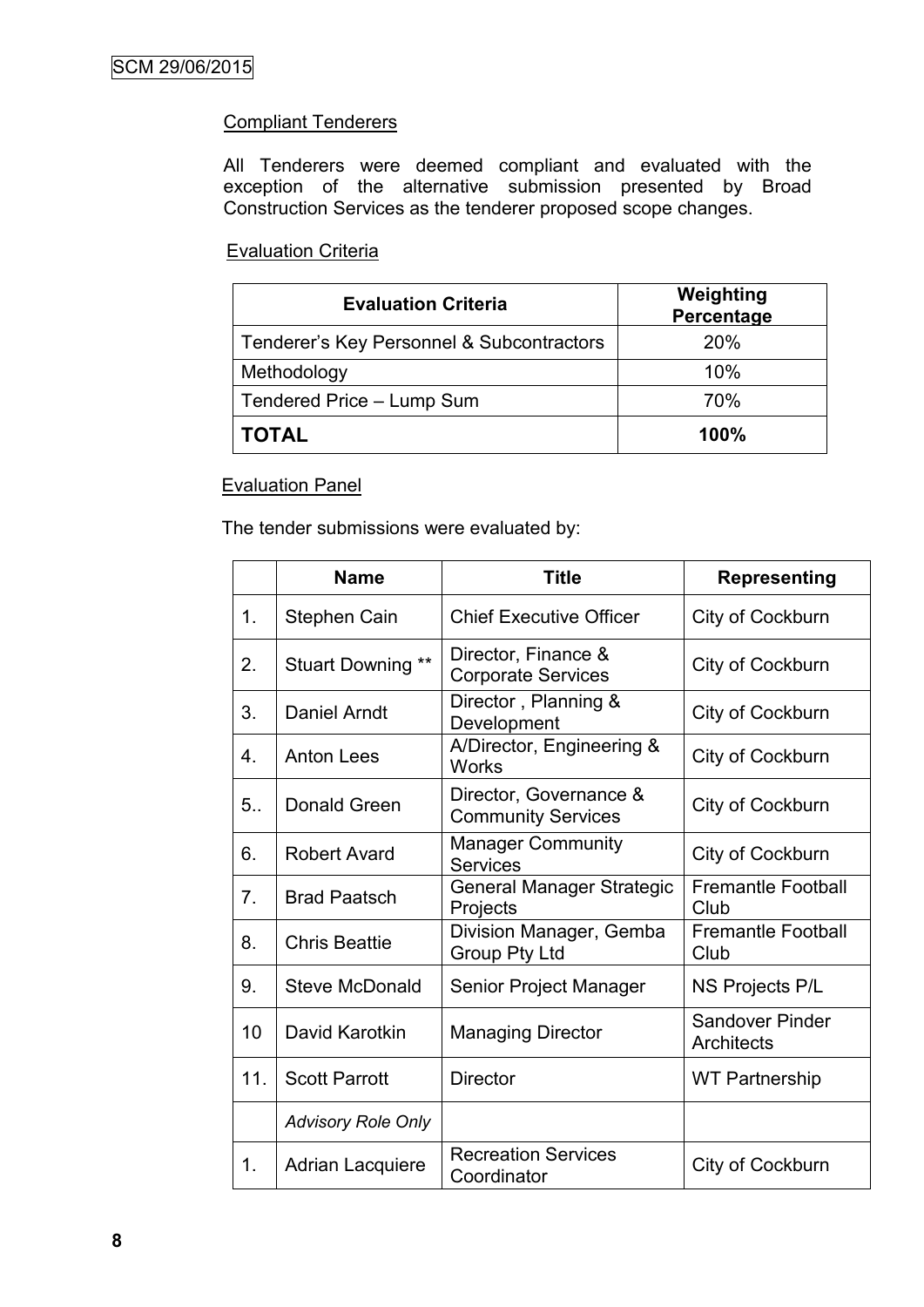Compliant Tenderers

All Tenderers were deemed compliant and evaluated with the exception of the alternative submission presented by Broad Construction Services as the tenderer proposed scope changes.

Evaluation Criteria

| Evaluation Criteria | Weighting Percentage |
|---|---|
| Tenderer's Key Personnel & Subcontractors | 20% |
| Methodology | 10% |
| Tendered Price – Lump Sum | 70% |
| **TOTAL** | **100%** |

Evaluation Panel

The tender submissions were evaluated by:

| | Name | Title | Representing |
|---|---|---|---|
| 1. | Stephen Cain | Chief Executive Officer | City of Cockburn |
| 2. | Stuart Downing ** | Director, Finance & Corporate Services | City of Cockburn |
| 3. | Daniel Arndt | Director , Planning & Development | City of Cockburn |
| 4. | Anton Lees | A/Director, Engineering & Works | City of Cockburn |
| 5.. | Donald Green | Director, Governance & Community Services | City of Cockburn |
| 6. | Robert Avard | Manager Community Services | City of Cockburn |
| 7. | Brad Paatsch | General Manager Strategic Projects | Fremantle Football Club |
| 8. | Chris Beattie | Division Manager, Gemba Group Pty Ltd | Fremantle Football Club |
| 9. | Steve McDonald | Senior Project Manager | NS Projects P/L |
| 10 | David Karotkin | Managing Director | Sandover Pinder Architects |
| 11. | Scott Parrott | Director | WT Partnership |
| | *Advisory Role Only* | | |
| 1. | Adrian Lacquiere | Recreation Services Coordinator | City of Cockburn |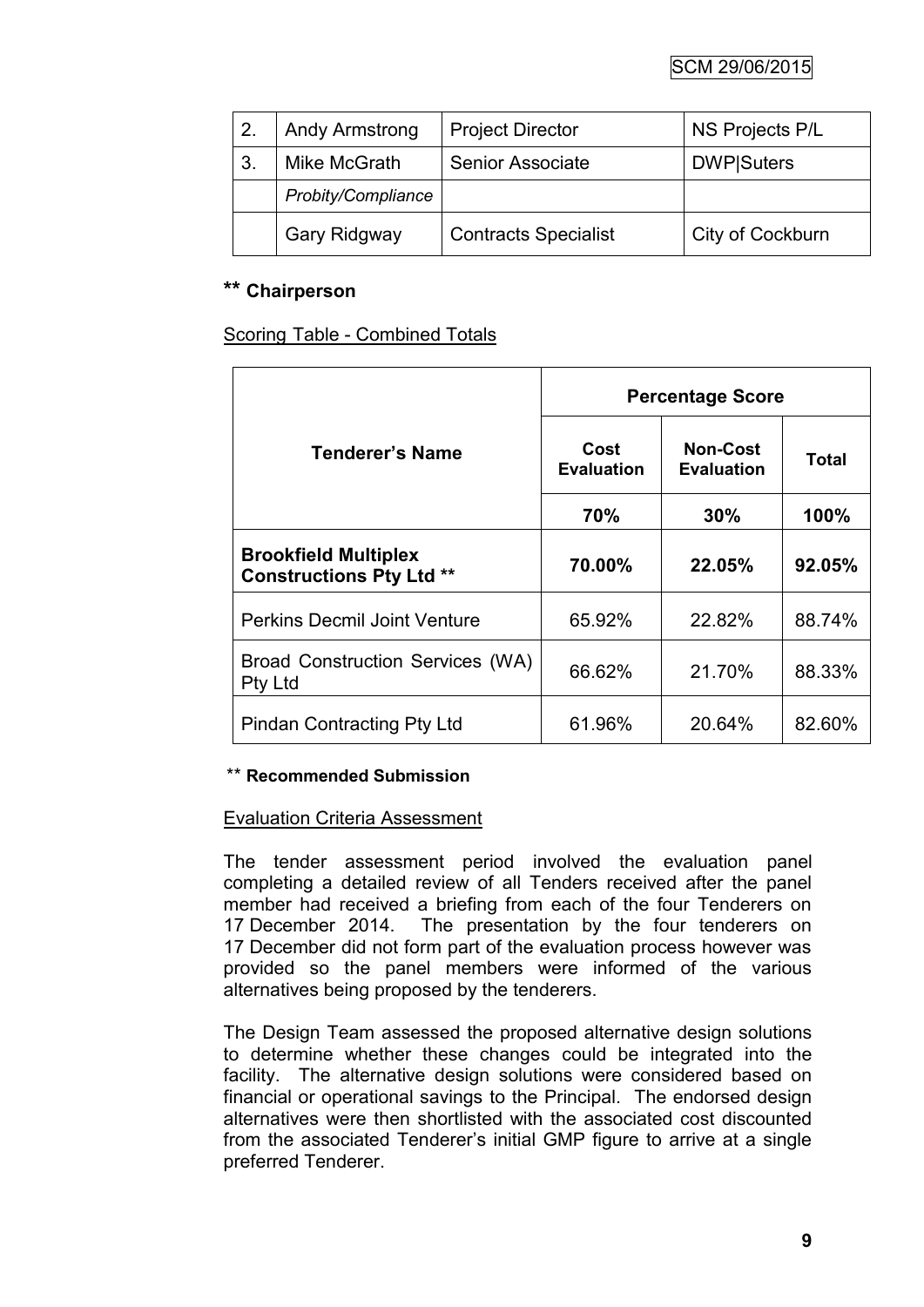| 2. | Andy Armstrong | Project Director | NS Projects P/L |
|---|---|---|---|
| 3. | Mike McGrath | Senior Associate | DWP\|Suters |
| | *Probity/Compliance* | | |
| | Gary Ridgway | Contracts Specialist | City of Cockburn |

**\*\* Chairperson**

Scoring Table - Combined Totals

| Tenderer's Name | Percentage Score | | |
|---|---|---|---|
| | Cost Evaluation | Non-Cost Evaluation | Total |
| | 70% | 30% | 100% |
| **Brookfield Multiplex Constructions Pty Ltd \*\*** | **70.00%** | **22.05%** | **92.05%** |
| Perkins Decmil Joint Venture | 65.92% | 22.82% | 88.74% |
| Broad Construction Services (WA) Pty Ltd | 66.62% | 21.70% | 88.33% |
| Pindan Contracting Pty Ltd | 61.96% | 20.64% | 82.60% |

\*\* **Recommended Submission**

Evaluation Criteria Assessment

The tender assessment period involved the evaluation panel completing a detailed review of all Tenders received after the panel member had received a briefing from each of the four Tenderers on 17 December 2014. The presentation by the four tenderers on 17 December did not form part of the evaluation process however was provided so the panel members were informed of the various alternatives being proposed by the tenderers.

The Design Team assessed the proposed alternative design solutions to determine whether these changes could be integrated into the facility. The alternative design solutions were considered based on financial or operational savings to the Principal. The endorsed design alternatives were then shortlisted with the associated cost discounted from the associated Tenderer's initial GMP figure to arrive at a single preferred Tenderer.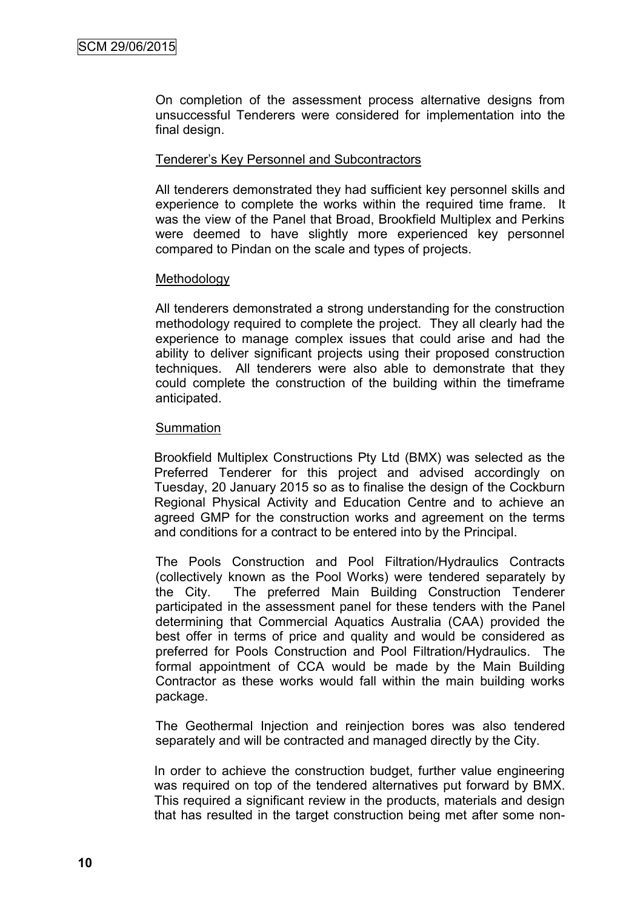On completion of the assessment process alternative designs from unsuccessful Tenderers were considered for implementation into the final design.

Tenderer's Key Personnel and Subcontractors

All tenderers demonstrated they had sufficient key personnel skills and experience to complete the works within the required time frame. It was the view of the Panel that Broad, Brookfield Multiplex and Perkins were deemed to have slightly more experienced key personnel compared to Pindan on the scale and types of projects.

Methodology

All tenderers demonstrated a strong understanding for the construction methodology required to complete the project. They all clearly had the experience to manage complex issues that could arise and had the ability to deliver significant projects using their proposed construction techniques. All tenderers were also able to demonstrate that they could complete the construction of the building within the timeframe anticipated.

Summation

Brookfield Multiplex Constructions Pty Ltd (BMX) was selected as the Preferred Tenderer for this project and advised accordingly on Tuesday, 20 January 2015 so as to finalise the design of the Cockburn Regional Physical Activity and Education Centre and to achieve an agreed GMP for the construction works and agreement on the terms and conditions for a contract to be entered into by the Principal.

The Pools Construction and Pool Filtration/Hydraulics Contracts (collectively known as the Pool Works) were tendered separately by the City. The preferred Main Building Construction Tenderer participated in the assessment panel for these tenders with the Panel determining that Commercial Aquatics Australia (CAA) provided the best offer in terms of price and quality and would be considered as preferred for Pools Construction and Pool Filtration/Hydraulics. The formal appointment of CCA would be made by the Main Building Contractor as these works would fall within the main building works package.

The Geothermal Injection and reinjection bores was also tendered separately and will be contracted and managed directly by the City.

In order to achieve the construction budget, further value engineering was required on top of the tendered alternatives put forward by BMX. This required a significant review in the products, materials and design that has resulted in the target construction being met after some non-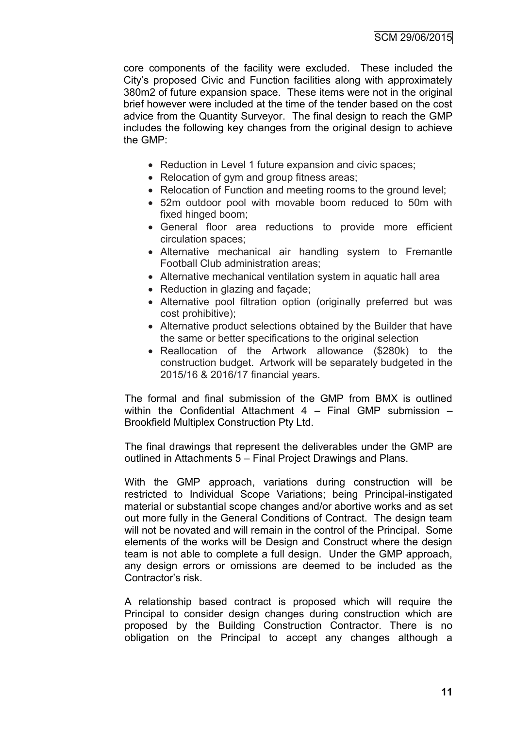core components of the facility were excluded. These included the City's proposed Civic and Function facilities along with approximately 380m2 of future expansion space. These items were not in the original brief however were included at the time of the tender based on the cost advice from the Quantity Surveyor. The final design to reach the GMP includes the following key changes from the original design to achieve the GMP:

- Reduction in Level 1 future expansion and civic spaces;
- Relocation of gym and group fitness areas;
- Relocation of Function and meeting rooms to the ground level;
- 52m outdoor pool with movable boom reduced to 50m with fixed hinged boom;
- General floor area reductions to provide more efficient circulation spaces;
- Alternative mechanical air handling system to Fremantle Football Club administration areas;
- Alternative mechanical ventilation system in aquatic hall area
- Reduction in glazing and façade;
- Alternative pool filtration option (originally preferred but was cost prohibitive);
- Alternative product selections obtained by the Builder that have the same or better specifications to the original selection
- Reallocation of the Artwork allowance ($280k) to the construction budget. Artwork will be separately budgeted in the 2015/16 & 2016/17 financial years.

The formal and final submission of the GMP from BMX is outlined within the Confidential Attachment 4 – Final GMP submission – Brookfield Multiplex Construction Pty Ltd.

The final drawings that represent the deliverables under the GMP are outlined in Attachments 5 – Final Project Drawings and Plans.

With the GMP approach, variations during construction will be restricted to Individual Scope Variations; being Principal-instigated material or substantial scope changes and/or abortive works and as set out more fully in the General Conditions of Contract. The design team will not be novated and will remain in the control of the Principal. Some elements of the works will be Design and Construct where the design team is not able to complete a full design. Under the GMP approach, any design errors or omissions are deemed to be included as the Contractor's risk.

A relationship based contract is proposed which will require the Principal to consider design changes during construction which are proposed by the Building Construction Contractor. There is no obligation on the Principal to accept any changes although a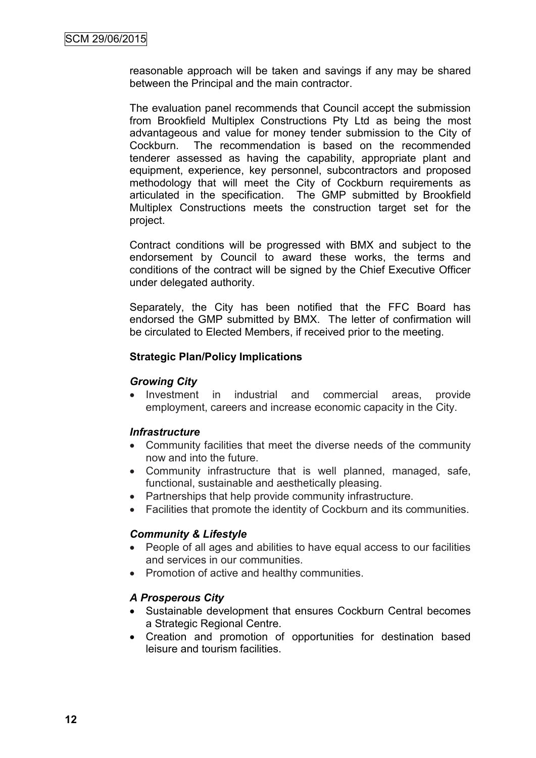reasonable approach will be taken and savings if any may be shared between the Principal and the main contractor.

The evaluation panel recommends that Council accept the submission from Brookfield Multiplex Constructions Pty Ltd as being the most advantageous and value for money tender submission to the City of Cockburn. The recommendation is based on the recommended tenderer assessed as having the capability, appropriate plant and equipment, experience, key personnel, subcontractors and proposed methodology that will meet the City of Cockburn requirements as articulated in the specification. The GMP submitted by Brookfield Multiplex Constructions meets the construction target set for the project.

Contract conditions will be progressed with BMX and subject to the endorsement by Council to award these works, the terms and conditions of the contract will be signed by the Chief Executive Officer under delegated authority.

Separately, the City has been notified that the FFC Board has endorsed the GMP submitted by BMX. The letter of confirmation will be circulated to Elected Members, if received prior to the meeting.

**Strategic Plan/Policy Implications**

***Growing City***

- Investment in industrial and commercial areas, provide employment, careers and increase economic capacity in the City.

***Infrastructure***

- Community facilities that meet the diverse needs of the community now and into the future.
- Community infrastructure that is well planned, managed, safe, functional, sustainable and aesthetically pleasing.
- Partnerships that help provide community infrastructure.
- Facilities that promote the identity of Cockburn and its communities.

***Community & Lifestyle***

- People of all ages and abilities to have equal access to our facilities and services in our communities.
- Promotion of active and healthy communities.

***A Prosperous City***

- Sustainable development that ensures Cockburn Central becomes a Strategic Regional Centre.
- Creation and promotion of opportunities for destination based leisure and tourism facilities.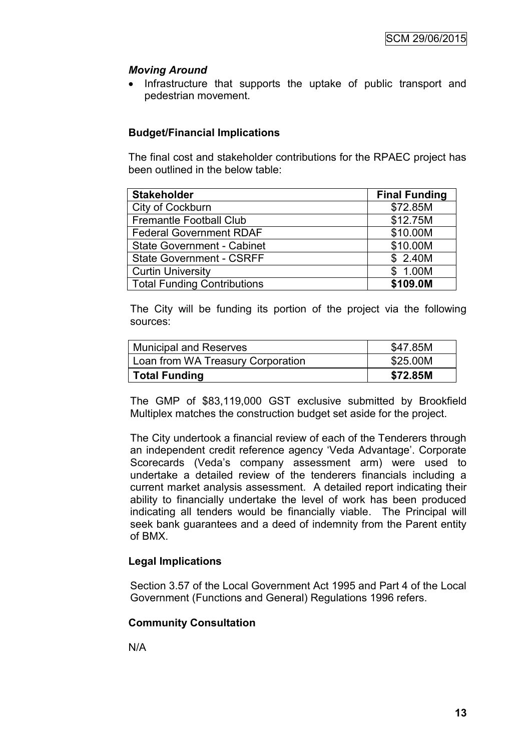*Moving Around*

- Infrastructure that supports the uptake of public transport and pedestrian movement.

**Budget/Financial Implications**

The final cost and stakeholder contributions for the RPAEC project has been outlined in the below table:

| **Stakeholder** | **Final Funding** |
|---|---|
| City of Cockburn | $72.85M |
| Fremantle Football Club | $12.75M |
| Federal Government RDAF | $10.00M |
| State Government - Cabinet | $10.00M |
| State Government - CSRFF | $ 2.40M |
| Curtin University | $ 1.00M |
| Total Funding Contributions | **$109.0M** |

The City will be funding its portion of the project via the following sources:

| | |
|---|---|
| Municipal and Reserves | $47.85M |
| Loan from WA Treasury Corporation | $25.00M |
| **Total Funding** | **$72.85M** |

The GMP of $83,119,000 GST exclusive submitted by Brookfield Multiplex matches the construction budget set aside for the project.

The City undertook a financial review of each of the Tenderers through an independent credit reference agency 'Veda Advantage'. Corporate Scorecards (Veda's company assessment arm) were used to undertake a detailed review of the tenderers financials including a current market analysis assessment. A detailed report indicating their ability to financially undertake the level of work has been produced indicating all tenders would be financially viable. The Principal will seek bank guarantees and a deed of indemnity from the Parent entity of BMX.

**Legal Implications**

Section 3.57 of the Local Government Act 1995 and Part 4 of the Local Government (Functions and General) Regulations 1996 refers.

**Community Consultation**

N/A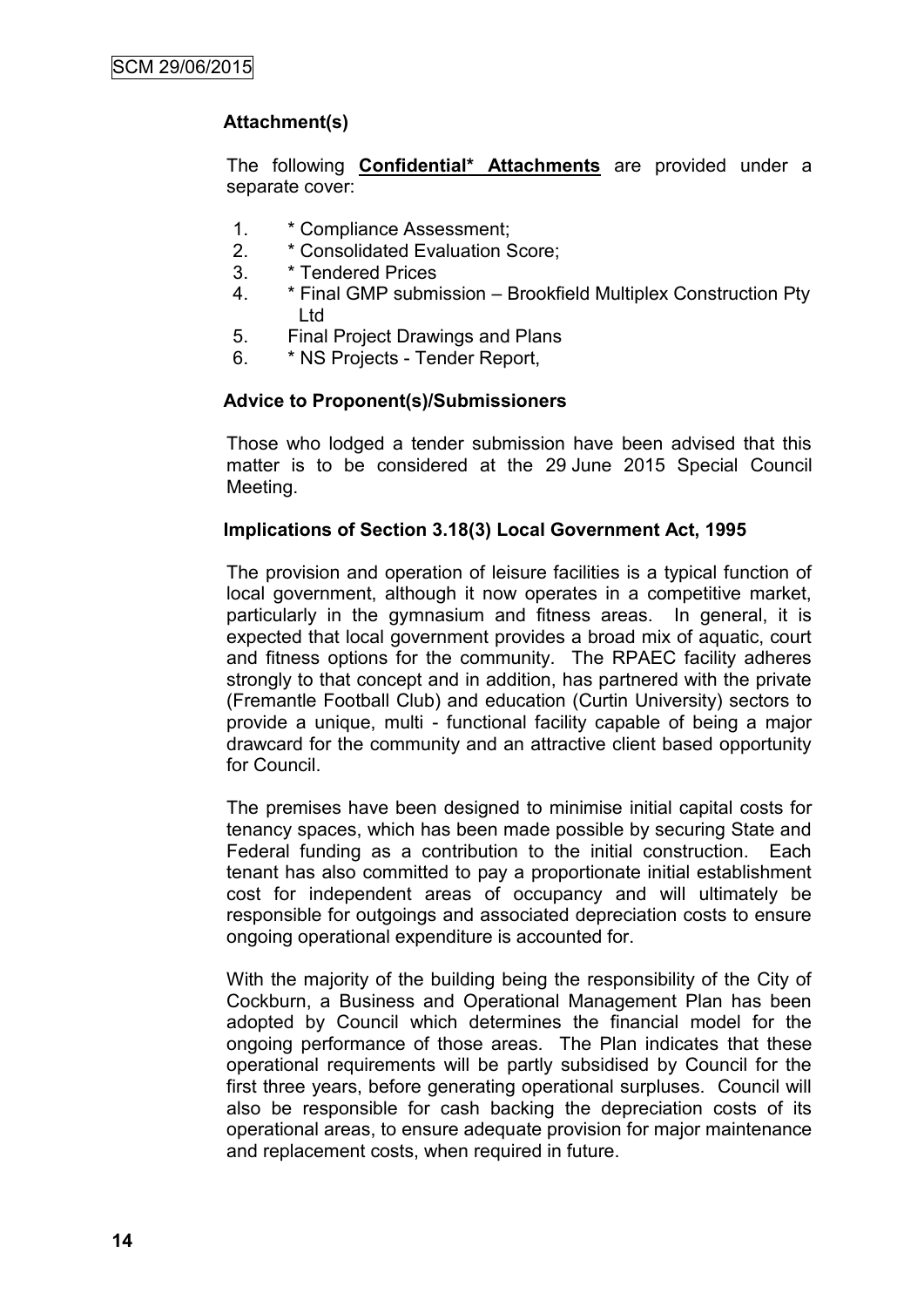## Attachment(s)

The following **Confidential* Attachments** are provided under a separate cover:

1. * Compliance Assessment;
2. * Consolidated Evaluation Score;
3. * Tendered Prices
4. * Final GMP submission – Brookfield Multiplex Construction Pty Ltd
5. Final Project Drawings and Plans
6. * NS Projects - Tender Report,

## Advice to Proponent(s)/Submissioners

Those who lodged a tender submission have been advised that this matter is to be considered at the 29 June 2015 Special Council Meeting.

## Implications of Section 3.18(3) Local Government Act, 1995

The provision and operation of leisure facilities is a typical function of local government, although it now operates in a competitive market, particularly in the gymnasium and fitness areas. In general, it is expected that local government provides a broad mix of aquatic, court and fitness options for the community. The RPAEC facility adheres strongly to that concept and in addition, has partnered with the private (Fremantle Football Club) and education (Curtin University) sectors to provide a unique, multi - functional facility capable of being a major drawcard for the community and an attractive client based opportunity for Council.

The premises have been designed to minimise initial capital costs for tenancy spaces, which has been made possible by securing State and Federal funding as a contribution to the initial construction. Each tenant has also committed to pay a proportionate initial establishment cost for independent areas of occupancy and will ultimately be responsible for outgoings and associated depreciation costs to ensure ongoing operational expenditure is accounted for.

With the majority of the building being the responsibility of the City of Cockburn, a Business and Operational Management Plan has been adopted by Council which determines the financial model for the ongoing performance of those areas. The Plan indicates that these operational requirements will be partly subsidised by Council for the first three years, before generating operational surpluses. Council will also be responsible for cash backing the depreciation costs of its operational areas, to ensure adequate provision for major maintenance and replacement costs, when required in future.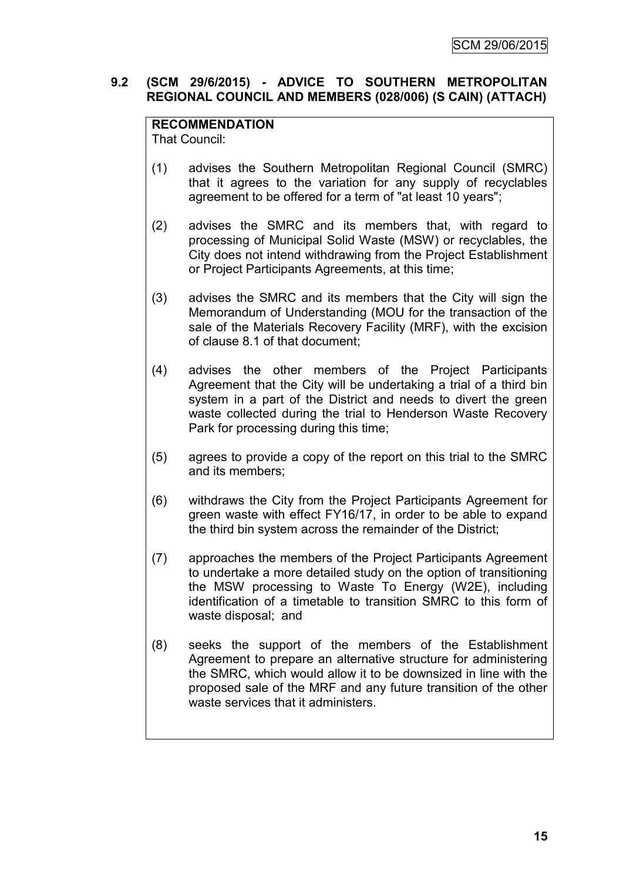## 9.2 (SCM 29/6/2015) - ADVICE TO SOUTHERN METROPOLITAN REGIONAL COUNCIL AND MEMBERS (028/006) (S CAIN) (ATTACH)

**RECOMMENDATION**

That Council:

(1) advises the Southern Metropolitan Regional Council (SMRC) that it agrees to the variation for any supply of recyclables agreement to be offered for a term of "at least 10 years";

(2) advises the SMRC and its members that, with regard to processing of Municipal Solid Waste (MSW) or recyclables, the City does not intend withdrawing from the Project Establishment or Project Participants Agreements, at this time;

(3) advises the SMRC and its members that the City will sign the Memorandum of Understanding (MOU for the transaction of the sale of the Materials Recovery Facility (MRF), with the excision of clause 8.1 of that document;

(4) advises the other members of the Project Participants Agreement that the City will be undertaking a trial of a third bin system in a part of the District and needs to divert the green waste collected during the trial to Henderson Waste Recovery Park for processing during this time;

(5) agrees to provide a copy of the report on this trial to the SMRC and its members;

(6) withdraws the City from the Project Participants Agreement for green waste with effect FY16/17, in order to be able to expand the third bin system across the remainder of the District;

(7) approaches the members of the Project Participants Agreement to undertake a more detailed study on the option of transitioning the MSW processing to Waste To Energy (W2E), including identification of a timetable to transition SMRC to this form of waste disposal; and

(8) seeks the support of the members of the Establishment Agreement to prepare an alternative structure for administering the SMRC, which would allow it to be downsized in line with the proposed sale of the MRF and any future transition of the other waste services that it administers.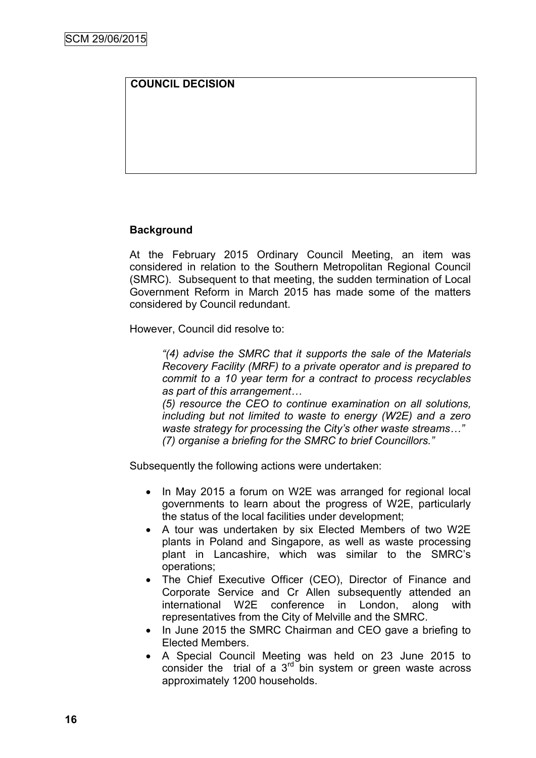**COUNCIL DECISION**

**Background**

At the February 2015 Ordinary Council Meeting, an item was considered in relation to the Southern Metropolitan Regional Council (SMRC). Subsequent to that meeting, the sudden termination of Local Government Reform in March 2015 has made some of the matters considered by Council redundant.

However, Council did resolve to:

> *"(4) advise the SMRC that it supports the sale of the Materials Recovery Facility (MRF) to a private operator and is prepared to commit to a 10 year term for a contract to process recyclables as part of this arrangement…*
>
> *(5) resource the CEO to continue examination on all solutions, including but not limited to waste to energy (W2E) and a zero waste strategy for processing the City's other waste streams…"*
>
> *(7) organise a briefing for the SMRC to brief Councillors."*

Subsequently the following actions were undertaken:

- In May 2015 a forum on W2E was arranged for regional local governments to learn about the progress of W2E, particularly the status of the local facilities under development;
- A tour was undertaken by six Elected Members of two W2E plants in Poland and Singapore, as well as waste processing plant in Lancashire, which was similar to the SMRC's operations;
- The Chief Executive Officer (CEO), Director of Finance and Corporate Service and Cr Allen subsequently attended an international W2E conference in London, along with representatives from the City of Melville and the SMRC.
- In June 2015 the SMRC Chairman and CEO gave a briefing to Elected Members.
- A Special Council Meeting was held on 23 June 2015 to consider the trial of a 3rd bin system or green waste across approximately 1200 households.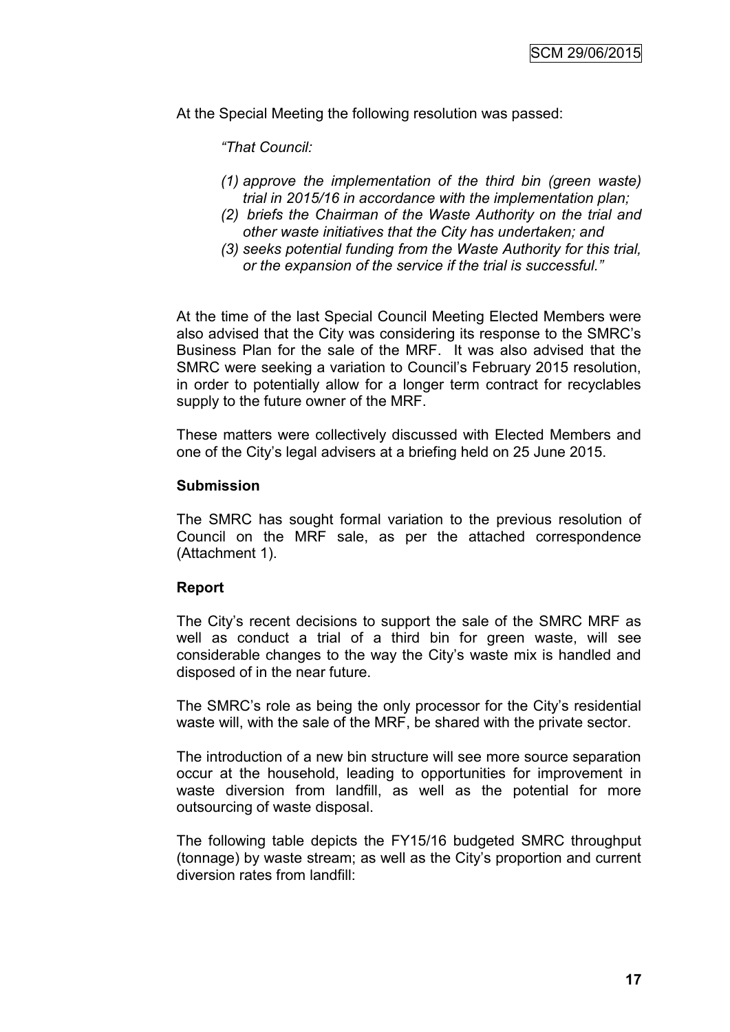At the Special Meeting the following resolution was passed:

> *"That Council:*
>
> *(1) approve the implementation of the third bin (green waste) trial in 2015/16 in accordance with the implementation plan;*
> *(2) briefs the Chairman of the Waste Authority on the trial and other waste initiatives that the City has undertaken; and*
> *(3) seeks potential funding from the Waste Authority for this trial, or the expansion of the service if the trial is successful."*

At the time of the last Special Council Meeting Elected Members were also advised that the City was considering its response to the SMRC's Business Plan for the sale of the MRF. It was also advised that the SMRC were seeking a variation to Council's February 2015 resolution, in order to potentially allow for a longer term contract for recyclables supply to the future owner of the MRF.

These matters were collectively discussed with Elected Members and one of the City's legal advisers at a briefing held on 25 June 2015.

**Submission**

The SMRC has sought formal variation to the previous resolution of Council on the MRF sale, as per the attached correspondence (Attachment 1).

**Report**

The City's recent decisions to support the sale of the SMRC MRF as well as conduct a trial of a third bin for green waste, will see considerable changes to the way the City's waste mix is handled and disposed of in the near future.

The SMRC's role as being the only processor for the City's residential waste will, with the sale of the MRF, be shared with the private sector.

The introduction of a new bin structure will see more source separation occur at the household, leading to opportunities for improvement in waste diversion from landfill, as well as the potential for more outsourcing of waste disposal.

The following table depicts the FY15/16 budgeted SMRC throughput (tonnage) by waste stream; as well as the City's proportion and current diversion rates from landfill: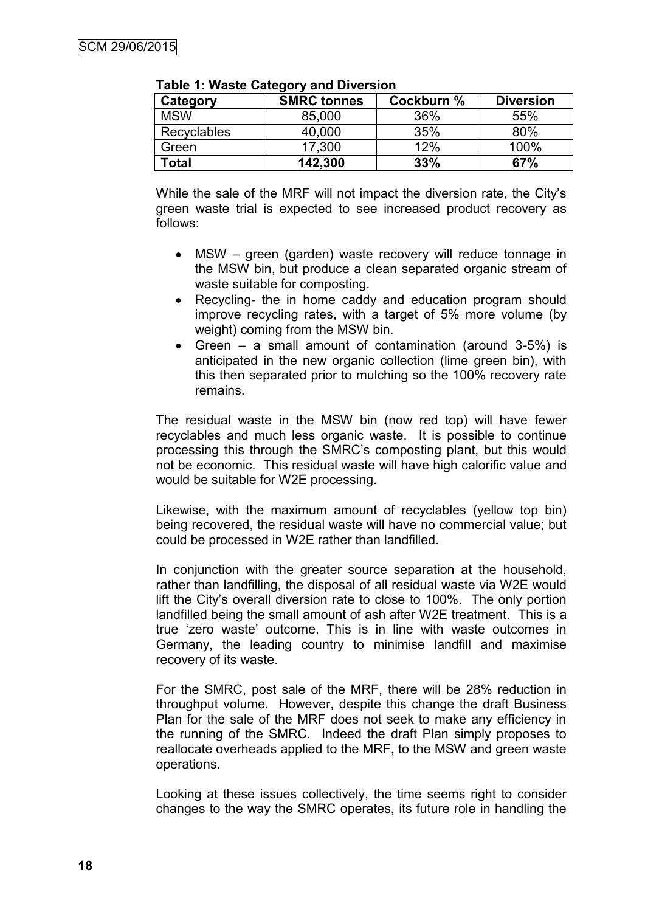**Table 1: Waste Category and Diversion**

| Category | SMRC tonnes | Cockburn % | Diversion |
|---|---|---|---|
| MSW | 85,000 | 36% | 55% |
| Recyclables | 40,000 | 35% | 80% |
| Green | 17,300 | 12% | 100% |
| **Total** | **142,300** | **33%** | **67%** |

While the sale of the MRF will not impact the diversion rate, the City's green waste trial is expected to see increased product recovery as follows:

- MSW – green (garden) waste recovery will reduce tonnage in the MSW bin, but produce a clean separated organic stream of waste suitable for composting.
- Recycling- the in home caddy and education program should improve recycling rates, with a target of 5% more volume (by weight) coming from the MSW bin.
- Green – a small amount of contamination (around 3-5%) is anticipated in the new organic collection (lime green bin), with this then separated prior to mulching so the 100% recovery rate remains.

The residual waste in the MSW bin (now red top) will have fewer recyclables and much less organic waste. It is possible to continue processing this through the SMRC's composting plant, but this would not be economic. This residual waste will have high calorific value and would be suitable for W2E processing.

Likewise, with the maximum amount of recyclables (yellow top bin) being recovered, the residual waste will have no commercial value; but could be processed in W2E rather than landfilled.

In conjunction with the greater source separation at the household, rather than landfilling, the disposal of all residual waste via W2E would lift the City's overall diversion rate to close to 100%. The only portion landfilled being the small amount of ash after W2E treatment. This is a true 'zero waste' outcome. This is in line with waste outcomes in Germany, the leading country to minimise landfill and maximise recovery of its waste.

For the SMRC, post sale of the MRF, there will be 28% reduction in throughput volume. However, despite this change the draft Business Plan for the sale of the MRF does not seek to make any efficiency in the running of the SMRC. Indeed the draft Plan simply proposes to reallocate overheads applied to the MRF, to the MSW and green waste operations.

Looking at these issues collectively, the time seems right to consider changes to the way the SMRC operates, its future role in handling the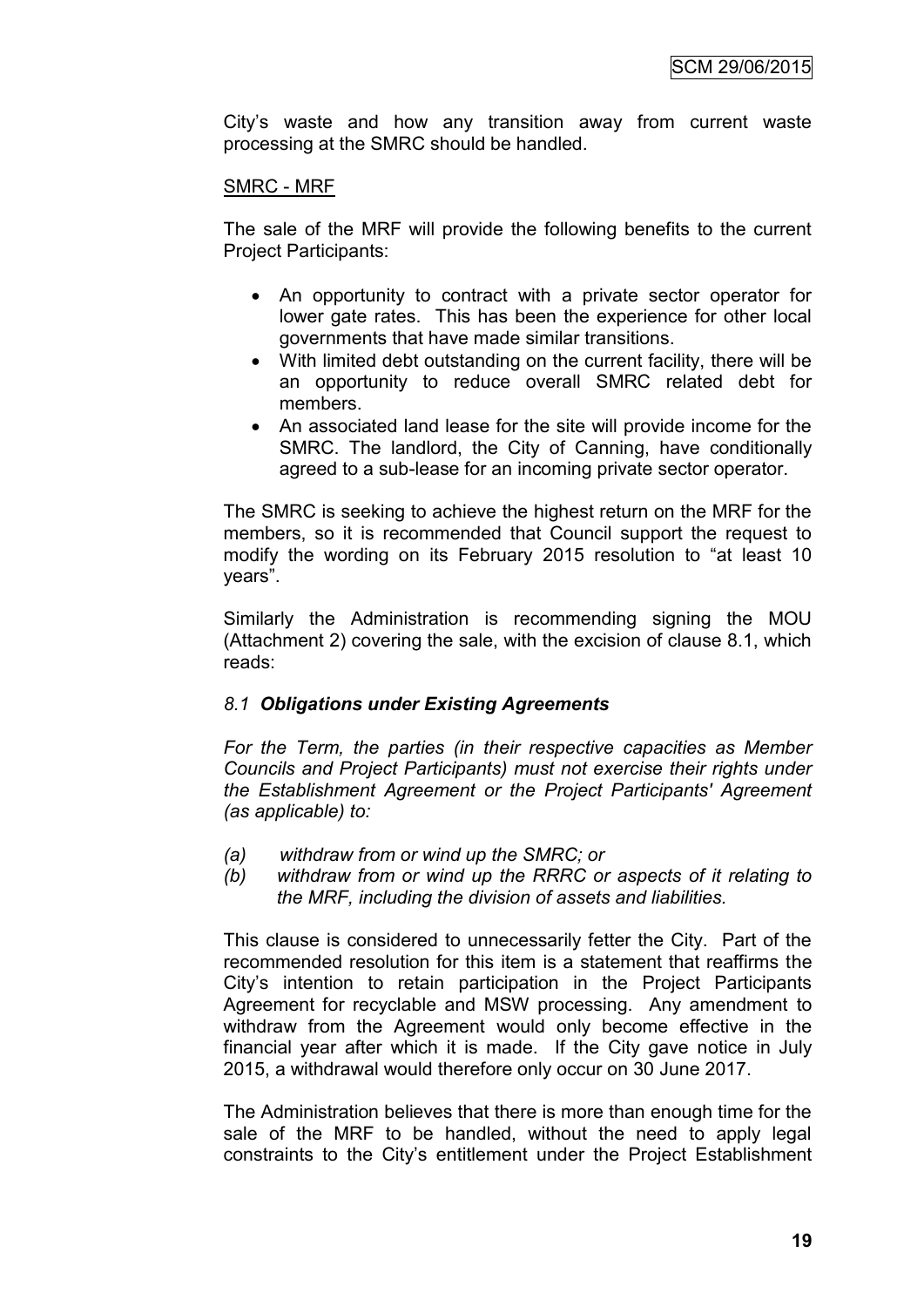City's waste and how any transition away from current waste processing at the SMRC should be handled.

SMRC - MRF

The sale of the MRF will provide the following benefits to the current Project Participants:

- An opportunity to contract with a private sector operator for lower gate rates. This has been the experience for other local governments that have made similar transitions.
- With limited debt outstanding on the current facility, there will be an opportunity to reduce overall SMRC related debt for members.
- An associated land lease for the site will provide income for the SMRC. The landlord, the City of Canning, have conditionally agreed to a sub-lease for an incoming private sector operator.

The SMRC is seeking to achieve the highest return on the MRF for the members, so it is recommended that Council support the request to modify the wording on its February 2015 resolution to "at least 10 years".

Similarly the Administration is recommending signing the MOU (Attachment 2) covering the sale, with the excision of clause 8.1, which reads:

*8.1 **Obligations under Existing Agreements***

*For the Term, the parties (in their respective capacities as Member Councils and Project Participants) must not exercise their rights under the Establishment Agreement or the Project Participants' Agreement (as applicable) to:*

*(a) withdraw from or wind up the SMRC; or*
*(b) withdraw from or wind up the RRRC or aspects of it relating to the MRF, including the division of assets and liabilities.*

This clause is considered to unnecessarily fetter the City. Part of the recommended resolution for this item is a statement that reaffirms the City's intention to retain participation in the Project Participants Agreement for recyclable and MSW processing. Any amendment to withdraw from the Agreement would only become effective in the financial year after which it is made. If the City gave notice in July 2015, a withdrawal would therefore only occur on 30 June 2017.

The Administration believes that there is more than enough time for the sale of the MRF to be handled, without the need to apply legal constraints to the City's entitlement under the Project Establishment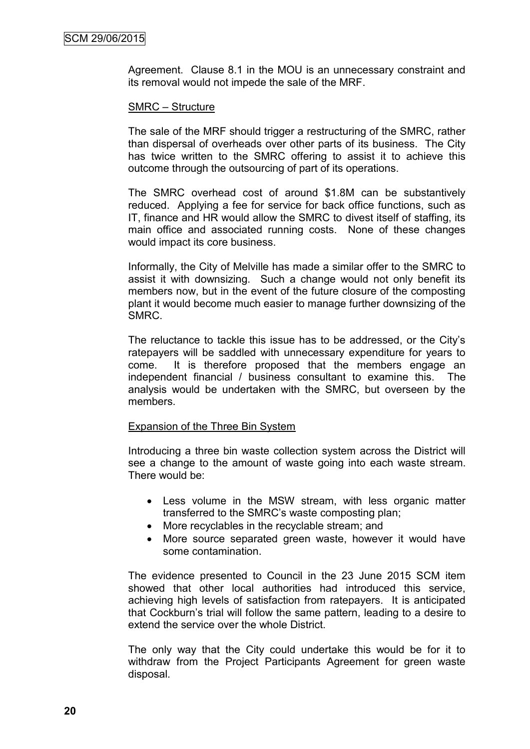Agreement. Clause 8.1 in the MOU is an unnecessary constraint and its removal would not impede the sale of the MRF.

SMRC – Structure

The sale of the MRF should trigger a restructuring of the SMRC, rather than dispersal of overheads over other parts of its business. The City has twice written to the SMRC offering to assist it to achieve this outcome through the outsourcing of part of its operations.

The SMRC overhead cost of around $1.8M can be substantively reduced. Applying a fee for service for back office functions, such as IT, finance and HR would allow the SMRC to divest itself of staffing, its main office and associated running costs. None of these changes would impact its core business.

Informally, the City of Melville has made a similar offer to the SMRC to assist it with downsizing. Such a change would not only benefit its members now, but in the event of the future closure of the composting plant it would become much easier to manage further downsizing of the SMRC.

The reluctance to tackle this issue has to be addressed, or the City's ratepayers will be saddled with unnecessary expenditure for years to come. It is therefore proposed that the members engage an independent financial / business consultant to examine this. The analysis would be undertaken with the SMRC, but overseen by the members.

Expansion of the Three Bin System

Introducing a three bin waste collection system across the District will see a change to the amount of waste going into each waste stream. There would be:

- Less volume in the MSW stream, with less organic matter transferred to the SMRC's waste composting plan;
- More recyclables in the recyclable stream; and
- More source separated green waste, however it would have some contamination.

The evidence presented to Council in the 23 June 2015 SCM item showed that other local authorities had introduced this service, achieving high levels of satisfaction from ratepayers. It is anticipated that Cockburn's trial will follow the same pattern, leading to a desire to extend the service over the whole District.

The only way that the City could undertake this would be for it to withdraw from the Project Participants Agreement for green waste disposal.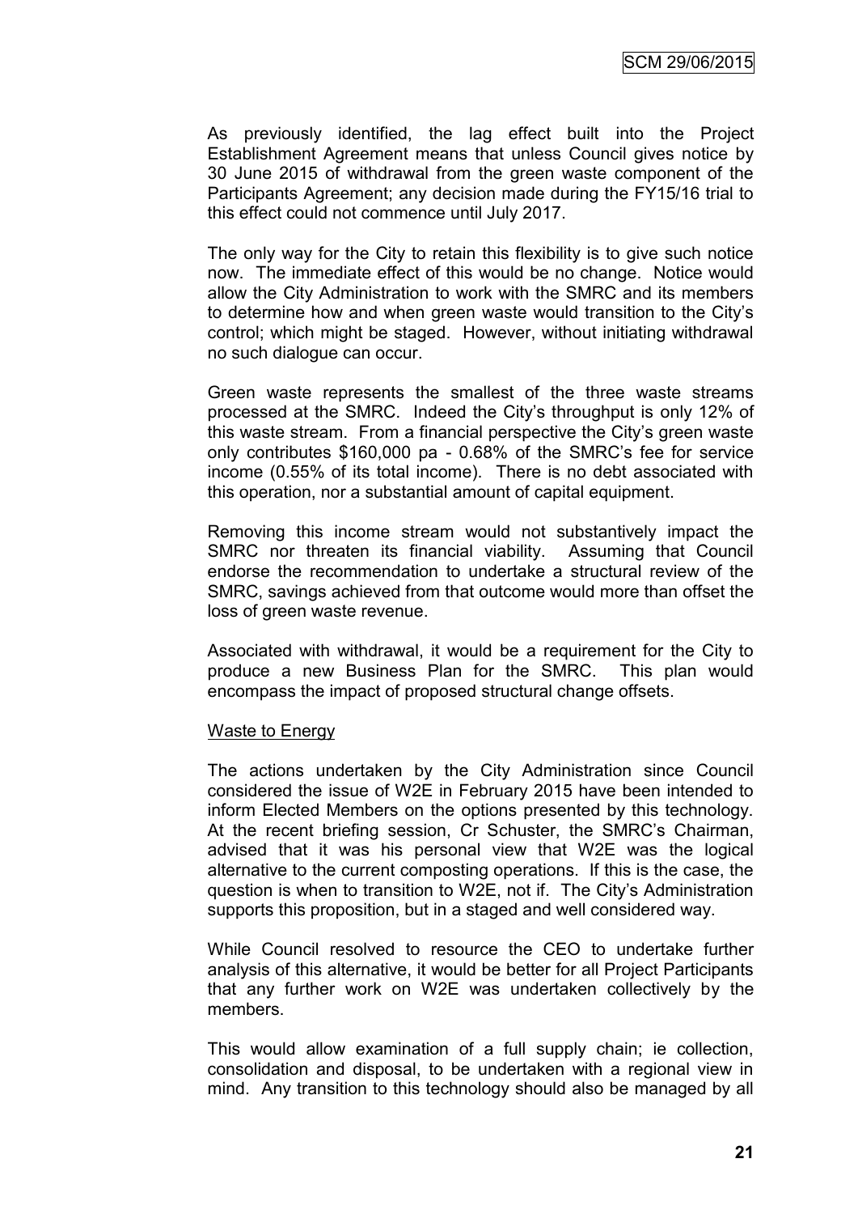As previously identified, the lag effect built into the Project Establishment Agreement means that unless Council gives notice by 30 June 2015 of withdrawal from the green waste component of the Participants Agreement; any decision made during the FY15/16 trial to this effect could not commence until July 2017.

The only way for the City to retain this flexibility is to give such notice now. The immediate effect of this would be no change. Notice would allow the City Administration to work with the SMRC and its members to determine how and when green waste would transition to the City's control; which might be staged. However, without initiating withdrawal no such dialogue can occur.

Green waste represents the smallest of the three waste streams processed at the SMRC. Indeed the City's throughput is only 12% of this waste stream. From a financial perspective the City's green waste only contributes $160,000 pa - 0.68% of the SMRC's fee for service income (0.55% of its total income). There is no debt associated with this operation, nor a substantial amount of capital equipment.

Removing this income stream would not substantively impact the SMRC nor threaten its financial viability. Assuming that Council endorse the recommendation to undertake a structural review of the SMRC, savings achieved from that outcome would more than offset the loss of green waste revenue.

Associated with withdrawal, it would be a requirement for the City to produce a new Business Plan for the SMRC. This plan would encompass the impact of proposed structural change offsets.

Waste to Energy

The actions undertaken by the City Administration since Council considered the issue of W2E in February 2015 have been intended to inform Elected Members on the options presented by this technology. At the recent briefing session, Cr Schuster, the SMRC's Chairman, advised that it was his personal view that W2E was the logical alternative to the current composting operations. If this is the case, the question is when to transition to W2E, not if. The City's Administration supports this proposition, but in a staged and well considered way.

While Council resolved to resource the CEO to undertake further analysis of this alternative, it would be better for all Project Participants that any further work on W2E was undertaken collectively by the members.

This would allow examination of a full supply chain; ie collection, consolidation and disposal, to be undertaken with a regional view in mind. Any transition to this technology should also be managed by all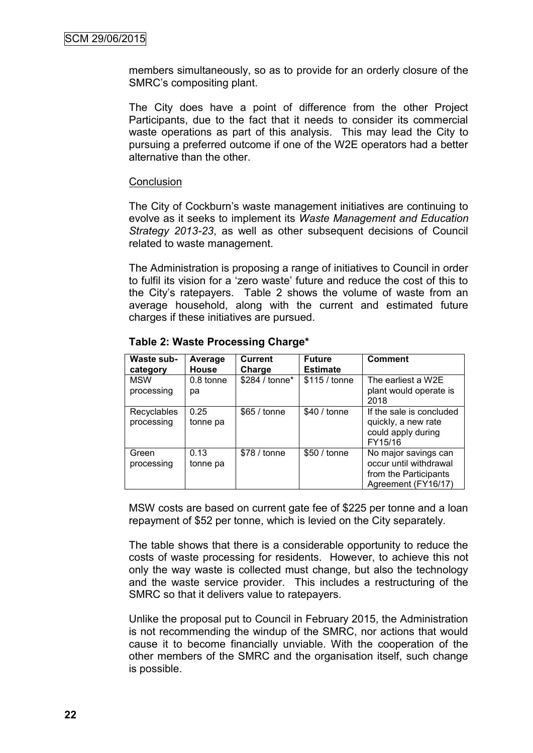members simultaneously, so as to provide for an orderly closure of the SMRC's compositing plant.

The City does have a point of difference from the other Project Participants, due to the fact that it needs to consider its commercial waste operations as part of this analysis. This may lead the City to pursuing a preferred outcome if one of the W2E operators had a better alternative than the other.

Conclusion

The City of Cockburn's waste management initiatives are continuing to evolve as it seeks to implement its *Waste Management and Education Strategy 2013-23*, as well as other subsequent decisions of Council related to waste management.

The Administration is proposing a range of initiatives to Council in order to fulfil its vision for a 'zero waste' future and reduce the cost of this to the City's ratepayers. Table 2 shows the volume of waste from an average household, along with the current and estimated future charges if these initiatives are pursued.

**Table 2: Waste Processing Charge***

| Waste sub-category | Average House | Current Charge | Future Estimate | Comment |
|---|---|---|---|---|
| MSW processing | 0.8 tonne pa | $284 / tonne* | $115 / tonne | The earliest a W2E plant would operate is 2018 |
| Recyclables processing | 0.25 tonne pa | $65 / tonne | $40 / tonne | If the sale is concluded quickly, a new rate could apply during FY15/16 |
| Green processing | 0.13 tonne pa | $78 / tonne | $50 / tonne | No major savings can occur until withdrawal from the Participants Agreement (FY16/17) |

MSW costs are based on current gate fee of $225 per tonne and a loan repayment of $52 per tonne, which is levied on the City separately.

The table shows that there is a considerable opportunity to reduce the costs of waste processing for residents. However, to achieve this not only the way waste is collected must change, but also the technology and the waste service provider. This includes a restructuring of the SMRC so that it delivers value to ratepayers.

Unlike the proposal put to Council in February 2015, the Administration is not recommending the windup of the SMRC, nor actions that would cause it to become financially unviable. With the cooperation of the other members of the SMRC and the organisation itself, such change is possible.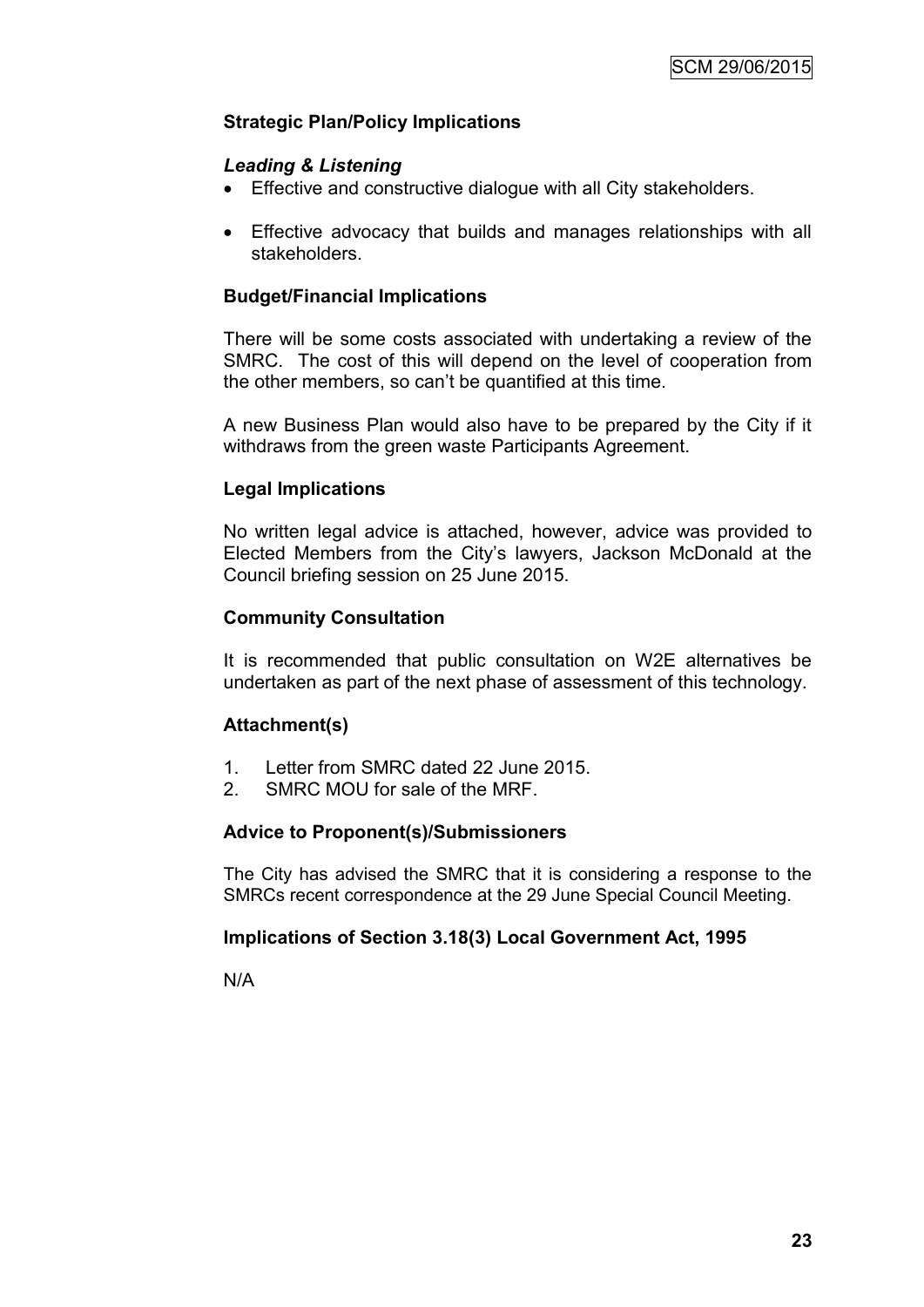### Strategic Plan/Policy Implications

#### *Leading & Listening*

- Effective and constructive dialogue with all City stakeholders.
- Effective advocacy that builds and manages relationships with all stakeholders.

### Budget/Financial Implications

There will be some costs associated with undertaking a review of the SMRC. The cost of this will depend on the level of cooperation from the other members, so can't be quantified at this time.

A new Business Plan would also have to be prepared by the City if it withdraws from the green waste Participants Agreement.

### Legal Implications

No written legal advice is attached, however, advice was provided to Elected Members from the City's lawyers, Jackson McDonald at the Council briefing session on 25 June 2015.

### Community Consultation

It is recommended that public consultation on W2E alternatives be undertaken as part of the next phase of assessment of this technology.

### Attachment(s)

1. Letter from SMRC dated 22 June 2015.
2. SMRC MOU for sale of the MRF.

### Advice to Proponent(s)/Submissioners

The City has advised the SMRC that it is considering a response to the SMRCs recent correspondence at the 29 June Special Council Meeting.

### Implications of Section 3.18(3) Local Government Act, 1995

N/A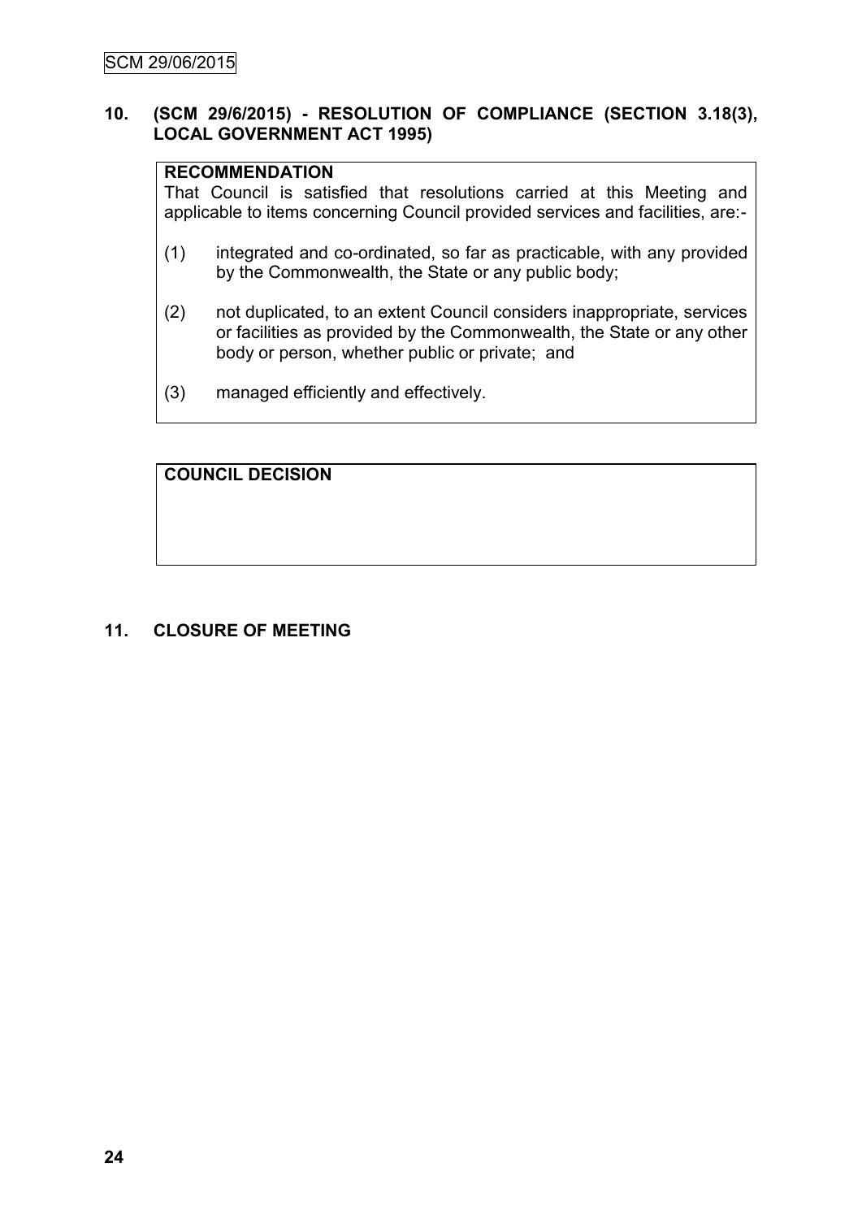## 10. (SCM 29/6/2015) - RESOLUTION OF COMPLIANCE (SECTION 3.18(3), LOCAL GOVERNMENT ACT 1995)

**RECOMMENDATION**

That Council is satisfied that resolutions carried at this Meeting and applicable to items concerning Council provided services and facilities, are:-

(1) integrated and co-ordinated, so far as practicable, with any provided by the Commonwealth, the State or any public body;

(2) not duplicated, to an extent Council considers inappropriate, services or facilities as provided by the Commonwealth, the State or any other body or person, whether public or private; and

(3) managed efficiently and effectively.

**COUNCIL DECISION**

## 11. CLOSURE OF MEETING